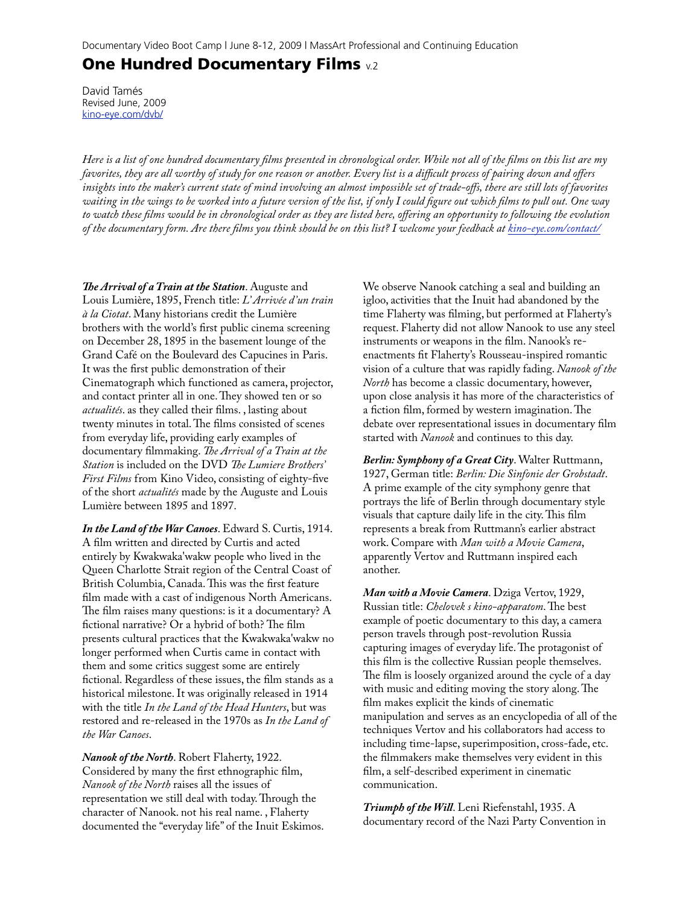Documentary Video Boot Camp | June 8-12, 2009 | MassArt Professional and Continuing Education

# One Hundred Documentary Films v.2

David Tamés
Revised June, 2009
kino-eye.com/dvb/

*Here is a list of one hundred documentary films presented in chronological order. While not all of the films on this list are my favorites, they are all worthy of study for one reason or another. Every list is a difficult process of pairing down and offers insights into the maker's current state of mind involving an almost impossible set of trade-offs, there are still lots of favorites waiting in the wings to be worked into a future version of the list, if only I could figure out which films to pull out. One way to watch these films would be in chronological order as they are listed here, offering an opportunity to following the evolution of the documentary form. Are there films you think should be on this list? I welcome your feedback at kino-eye.com/contact/*

***The Arrival of a Train at the Station***. Auguste and Louis Lumière, 1895, French title: *L'Arrivée d'un train à la Ciotat*. Many historians credit the Lumière brothers with the world's first public cinema screening on December 28, 1895 in the basement lounge of the Grand Café on the Boulevard des Capucines in Paris. It was the first public demonstration of their Cinematograph which functioned as camera, projector, and contact printer all in one. They showed ten or so *actualités*. as they called their films. , lasting about twenty minutes in total. The films consisted of scenes from everyday life, providing early examples of documentary filmmaking. *The Arrival of a Train at the Station* is included on the DVD *The Lumiere Brothers' First Films* from Kino Video, consisting of eighty-five of the short *actualités* made by the Auguste and Louis Lumière between 1895 and 1897.

***In the Land of the War Canoes***. Edward S. Curtis, 1914. A film written and directed by Curtis and acted entirely by Kwakwaka'wakw people who lived in the Queen Charlotte Strait region of the Central Coast of British Columbia, Canada. This was the first feature film made with a cast of indigenous North Americans. The film raises many questions: is it a documentary? A fictional narrative? Or a hybrid of both? The film presents cultural practices that the Kwakwaka'wakw no longer performed when Curtis came in contact with them and some critics suggest some are entirely fictional. Regardless of these issues, the film stands as a historical milestone. It was originally released in 1914 with the title *In the Land of the Head Hunters*, but was restored and re-released in the 1970s as *In the Land of the War Canoes*.

***Nanook of the North***. Robert Flaherty, 1922. Considered by many the first ethnographic film, *Nanook of the North* raises all the issues of representation we still deal with today. Through the character of Nanook. not his real name. , Flaherty documented the "everyday life" of the Inuit Eskimos. We observe Nanook catching a seal and building an igloo, activities that the Inuit had abandoned by the time Flaherty was filming, but performed at Flaherty's request. Flaherty did not allow Nanook to use any steel instruments or weapons in the film. Nanook's re-enactments fit Flaherty's Rousseau-inspired romantic vision of a culture that was rapidly fading. *Nanook of the North* has become a classic documentary, however, upon close analysis it has more of the characteristics of a fiction film, formed by western imagination. The debate over representational issues in documentary film started with *Nanook* and continues to this day.

***Berlin: Symphony of a Great City***. Walter Ruttmann, 1927, German title: *Berlin: Die Sinfonie der Grobstadt*. A prime example of the city symphony genre that portrays the life of Berlin through documentary style visuals that capture daily life in the city. This film represents a break from Ruttmann's earlier abstract work. Compare with *Man with a Movie Camera*, apparently Vertov and Ruttmann inspired each another.

***Man with a Movie Camera***. Dziga Vertov, 1929, Russian title: *Chelovek s kino-apparatom*. The best example of poetic documentary to this day, a camera person travels through post-revolution Russia capturing images of everyday life. The protagonist of this film is the collective Russian people themselves. The film is loosely organized around the cycle of a day with music and editing moving the story along. The film makes explicit the kinds of cinematic manipulation and serves as an encyclopedia of all of the techniques Vertov and his collaborators had access to including time-lapse, superimposition, cross-fade, etc. the filmmakers make themselves very evident in this film, a self-described experiment in cinematic communication.

***Triumph of the Will***. Leni Riefenstahl, 1935. A documentary record of the Nazi Party Convention in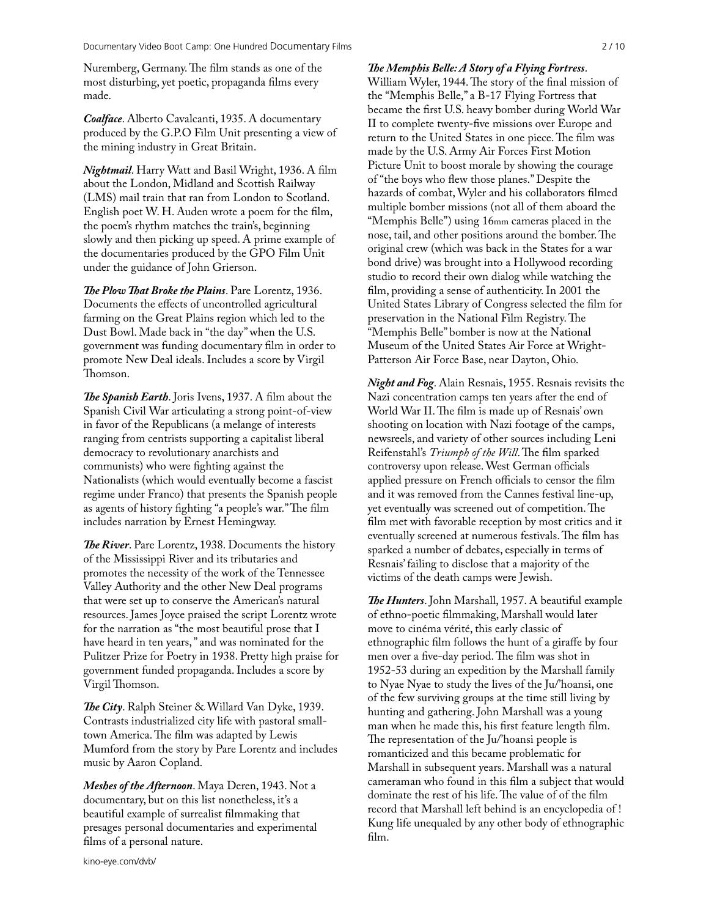Nuremberg, Germany. The film stands as one of the most disturbing, yet poetic, propaganda films every made.

***Coalface***. Alberto Cavalcanti, 1935. A documentary produced by the G.P.O Film Unit presenting a view of the mining industry in Great Britain.

***Nightmail***. Harry Watt and Basil Wright, 1936. A film about the London, Midland and Scottish Railway (LMS) mail train that ran from London to Scotland. English poet W. H. Auden wrote a poem for the film, the poem's rhythm matches the train's, beginning slowly and then picking up speed. A prime example of the documentaries produced by the GPO Film Unit under the guidance of John Grierson.

***The Plow That Broke the Plains***. Pare Lorentz, 1936. Documents the effects of uncontrolled agricultural farming on the Great Plains region which led to the Dust Bowl. Made back in "the day" when the U.S. government was funding documentary film in order to promote New Deal ideals. Includes a score by Virgil Thomson.

***The Spanish Earth***. Joris Ivens, 1937. A film about the Spanish Civil War articulating a strong point-of-view in favor of the Republicans (a melange of interests ranging from centrists supporting a capitalist liberal democracy to revolutionary anarchists and communists) who were fighting against the Nationalists (which would eventually become a fascist regime under Franco) that presents the Spanish people as agents of history fighting "a people's war." The film includes narration by Ernest Hemingway.

***The River***. Pare Lorentz, 1938. Documents the history of the Mississippi River and its tributaries and promotes the necessity of the work of the Tennessee Valley Authority and the other New Deal programs that were set up to conserve the American's natural resources. James Joyce praised the script Lorentz wrote for the narration as "the most beautiful prose that I have heard in ten years, " and was nominated for the Pulitzer Prize for Poetry in 1938. Pretty high praise for government funded propaganda. Includes a score by Virgil Thomson.

***The City***. Ralph Steiner & Willard Van Dyke, 1939. Contrasts industrialized city life with pastoral small-town America. The film was adapted by Lewis Mumford from the story by Pare Lorentz and includes music by Aaron Copland.

***Meshes of the Afternoon***. Maya Deren, 1943. Not a documentary, but on this list nonetheless, it's a beautiful example of surrealist filmmaking that presages personal documentaries and experimental films of a personal nature.

***The Memphis Belle: A Story of a Flying Fortress***. William Wyler, 1944. The story of the final mission of the "Memphis Belle," a B-17 Flying Fortress that became the first U.S. heavy bomber during World War II to complete twenty-five missions over Europe and return to the United States in one piece. The film was made by the U.S. Army Air Forces First Motion Picture Unit to boost morale by showing the courage of "the boys who flew those planes." Despite the hazards of combat, Wyler and his collaborators filmed multiple bomber missions (not all of them aboard the "Memphis Belle") using 16mm cameras placed in the nose, tail, and other positions around the bomber. The original crew (which was back in the States for a war bond drive) was brought into a Hollywood recording studio to record their own dialog while watching the film, providing a sense of authenticity. In 2001 the United States Library of Congress selected the film for preservation in the National Film Registry. The "Memphis Belle" bomber is now at the National Museum of the United States Air Force at Wright-Patterson Air Force Base, near Dayton, Ohio.

***Night and Fog***. Alain Resnais, 1955. Resnais revisits the Nazi concentration camps ten years after the end of World War II. The film is made up of Resnais' own shooting on location with Nazi footage of the camps, newsreels, and variety of other sources including Leni Reifenstahl's *Triumph of the Will*. The film sparked controversy upon release. West German officials applied pressure on French officials to censor the film and it was removed from the Cannes festival line-up, yet eventually was screened out of competition. The film met with favorable reception by most critics and it eventually screened at numerous festivals. The film has sparked a number of debates, especially in terms of Resnais' failing to disclose that a majority of the victims of the death camps were Jewish.

***The Hunters***. John Marshall, 1957. A beautiful example of ethno-poetic filmmaking, Marshall would later move to cinéma vérité, this early classic of ethnographic film follows the hunt of a giraffe by four men over a five-day period. The film was shot in 1952-53 during an expedition by the Marshall family to Nyae Nyae to study the lives of the Ju/'hoansi, one of the few surviving groups at the time still living by hunting and gathering. John Marshall was a young man when he made this, his first feature length film. The representation of the Ju/'hoansi people is romanticized and this became problematic for Marshall in subsequent years. Marshall was a natural cameraman who found in this film a subject that would dominate the rest of his life. The value of of the film record that Marshall left behind is an encyclopedia of ! Kung life unequaled by any other body of ethnographic film.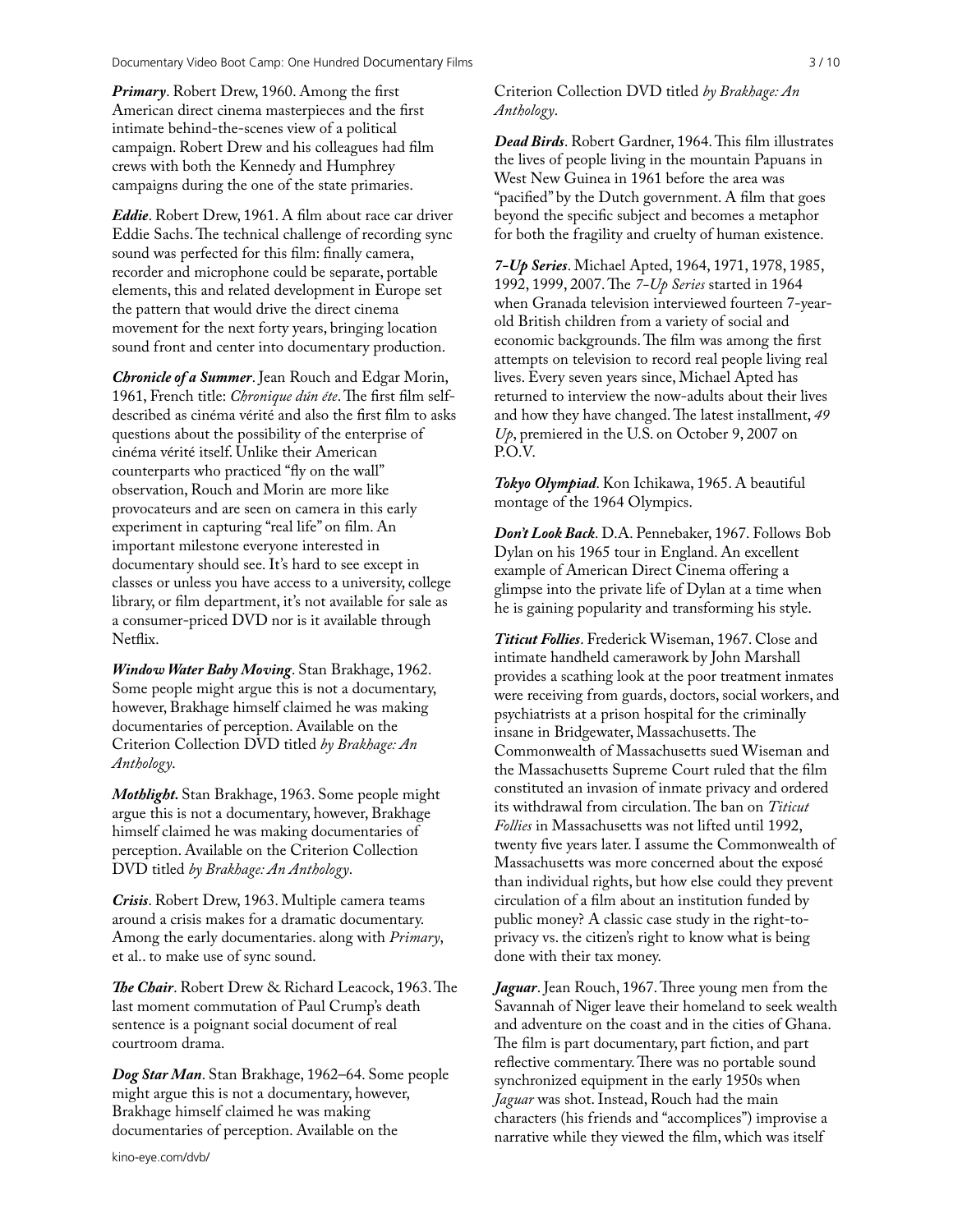***Primary***. Robert Drew, 1960. Among the first American direct cinema masterpieces and the first intimate behind-the-scenes view of a political campaign. Robert Drew and his colleagues had film crews with both the Kennedy and Humphrey campaigns during the one of the state primaries.

***Eddie***. Robert Drew, 1961. A film about race car driver Eddie Sachs. The technical challenge of recording sync sound was perfected for this film: finally camera, recorder and microphone could be separate, portable elements, this and related development in Europe set the pattern that would drive the direct cinema movement for the next forty years, bringing location sound front and center into documentary production.

***Chronicle of a Summer***. Jean Rouch and Edgar Morin, 1961, French title: *Chronique dún éte*. The first film self-described as cinéma vérité and also the first film to asks questions about the possibility of the enterprise of cinéma vérité itself. Unlike their American counterparts who practiced "fly on the wall" observation, Rouch and Morin are more like provocateurs and are seen on camera in this early experiment in capturing "real life" on film. An important milestone everyone interested in documentary should see. It's hard to see except in classes or unless you have access to a university, college library, or film department, it's not available for sale as a consumer-priced DVD nor is it available through Netflix.

***Window Water Baby Moving***. Stan Brakhage, 1962. Some people might argue this is not a documentary, however, Brakhage himself claimed he was making documentaries of perception. Available on the Criterion Collection DVD titled *by Brakhage: An Anthology*.

***Mothlight.*** Stan Brakhage, 1963. Some people might argue this is not a documentary, however, Brakhage himself claimed he was making documentaries of perception. Available on the Criterion Collection DVD titled *by Brakhage: An Anthology*.

***Crisis***. Robert Drew, 1963. Multiple camera teams around a crisis makes for a dramatic documentary. Among the early documentaries. along with *Primary*, et al.. to make use of sync sound.

***The Chair***. Robert Drew & Richard Leacock, 1963. The last moment commutation of Paul Crump's death sentence is a poignant social document of real courtroom drama.

***Dog Star Man***. Stan Brakhage, 1962–64. Some people might argue this is not a documentary, however, Brakhage himself claimed he was making documentaries of perception. Available on the Criterion Collection DVD titled *by Brakhage: An Anthology*.

***Dead Birds***. Robert Gardner, 1964. This film illustrates the lives of people living in the mountain Papuans in West New Guinea in 1961 before the area was "pacified" by the Dutch government. A film that goes beyond the specific subject and becomes a metaphor for both the fragility and cruelty of human existence.

***7-Up Series***. Michael Apted, 1964, 1971, 1978, 1985, 1992, 1999, 2007. The *7-Up Series* started in 1964 when Granada television interviewed fourteen 7-year-old British children from a variety of social and economic backgrounds. The film was among the first attempts on television to record real people living real lives. Every seven years since, Michael Apted has returned to interview the now-adults about their lives and how they have changed. The latest installment, *49 Up*, premiered in the U.S. on October 9, 2007 on P.O.V.

***Tokyo Olympiad***. Kon Ichikawa, 1965. A beautiful montage of the 1964 Olympics.

***Don't Look Back***. D.A. Pennebaker, 1967. Follows Bob Dylan on his 1965 tour in England. An excellent example of American Direct Cinema offering a glimpse into the private life of Dylan at a time when he is gaining popularity and transforming his style.

***Titicut Follies***. Frederick Wiseman, 1967. Close and intimate handheld camerawork by John Marshall provides a scathing look at the poor treatment inmates were receiving from guards, doctors, social workers, and psychiatrists at a prison hospital for the criminally insane in Bridgewater, Massachusetts. The Commonwealth of Massachusetts sued Wiseman and the Massachusetts Supreme Court ruled that the film constituted an invasion of inmate privacy and ordered its withdrawal from circulation. The ban on *Titicut Follies* in Massachusetts was not lifted until 1992, twenty five years later. I assume the Commonwealth of Massachusetts was more concerned about the exposé than individual rights, but how else could they prevent circulation of a film about an institution funded by public money? A classic case study in the right-to-privacy vs. the citizen's right to know what is being done with their tax money.

***Jaguar***. Jean Rouch, 1967. Three young men from the Savannah of Niger leave their homeland to seek wealth and adventure on the coast and in the cities of Ghana. The film is part documentary, part fiction, and part reflective commentary. There was no portable sound synchronized equipment in the early 1950s when *Jaguar* was shot. Instead, Rouch had the main characters (his friends and "accomplices") improvise a narrative while they viewed the film, which was itself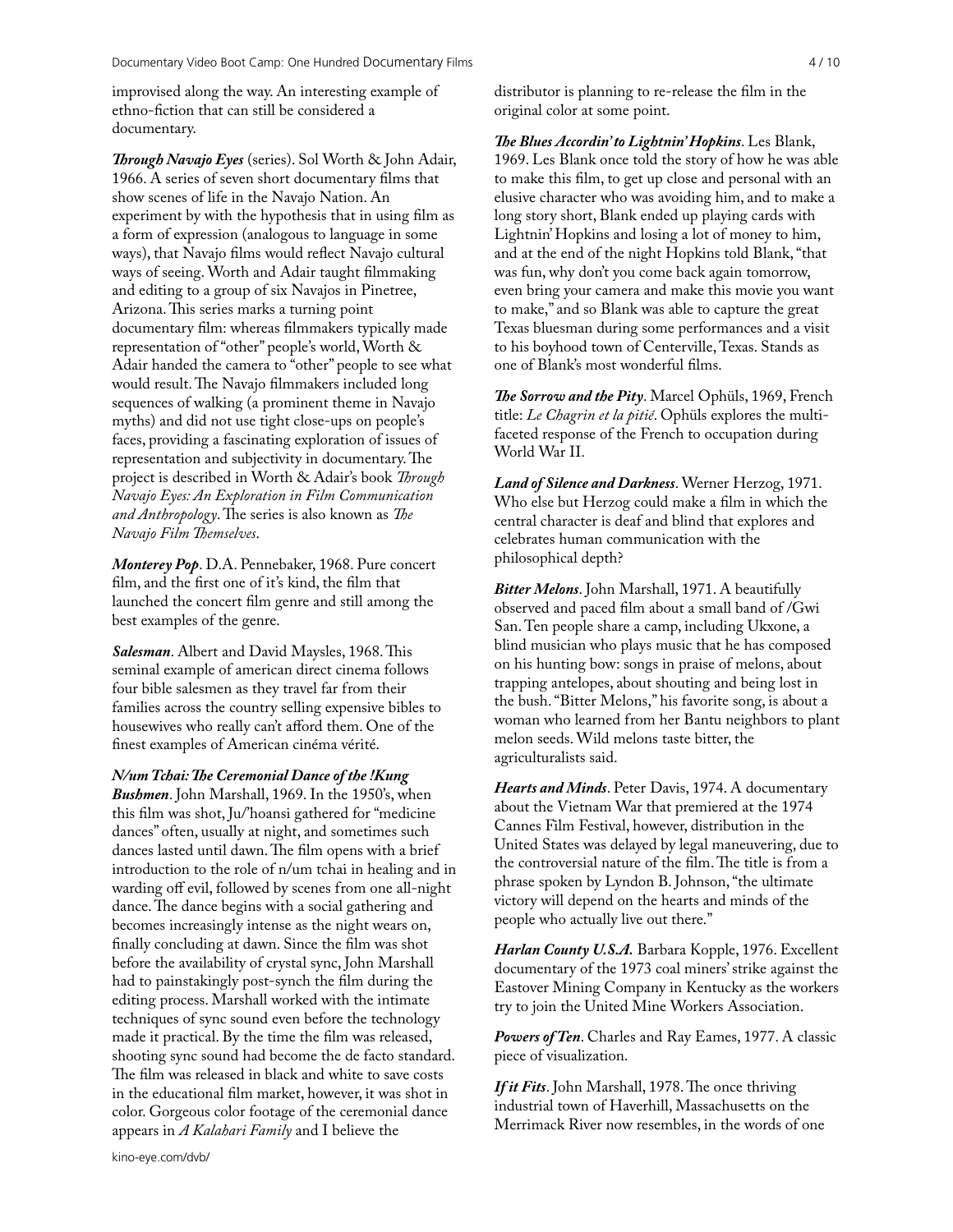improvised along the way. An interesting example of ethno-fiction that can still be considered a documentary.

***Through Navajo Eyes*** (series). Sol Worth & John Adair, 1966. A series of seven short documentary films that show scenes of life in the Navajo Nation. An experiment by with the hypothesis that in using film as a form of expression (analogous to language in some ways), that Navajo films would reflect Navajo cultural ways of seeing. Worth and Adair taught filmmaking and editing to a group of six Navajos in Pinetree, Arizona. This series marks a turning point documentary film: whereas filmmakers typically made representation of "other" people's world, Worth & Adair handed the camera to "other" people to see what would result. The Navajo filmmakers included long sequences of walking (a prominent theme in Navajo myths) and did not use tight close-ups on people's faces, providing a fascinating exploration of issues of representation and subjectivity in documentary. The project is described in Worth & Adair's book *Through Navajo Eyes: An Exploration in Film Communication and Anthropology*. The series is also known as *The Navajo Film Themselves*.

***Monterey Pop***. D.A. Pennebaker, 1968. Pure concert film, and the first one of it's kind, the film that launched the concert film genre and still among the best examples of the genre.

***Salesman***. Albert and David Maysles, 1968. This seminal example of american direct cinema follows four bible salesmen as they travel far from their families across the country selling expensive bibles to housewives who really can't afford them. One of the finest examples of American cinéma vérité.

***N/um Tchai: The Ceremonial Dance of the !Kung Bushmen***. John Marshall, 1969. In the 1950's, when this film was shot, Ju/'hoansi gathered for "medicine dances" often, usually at night, and sometimes such dances lasted until dawn. The film opens with a brief introduction to the role of n/um tchai in healing and in warding off evil, followed by scenes from one all-night dance. The dance begins with a social gathering and becomes increasingly intense as the night wears on, finally concluding at dawn. Since the film was shot before the availability of crystal sync, John Marshall had to painstakingly post-synch the film during the editing process. Marshall worked with the intimate techniques of sync sound even before the technology made it practical. By the time the film was released, shooting sync sound had become the de facto standard. The film was released in black and white to save costs in the educational film market, however, it was shot in color. Gorgeous color footage of the ceremonial dance appears in *A Kalahari Family* and I believe the distributor is planning to re-release the film in the original color at some point.

***The Blues Accordin' to Lightnin' Hopkins***. Les Blank, 1969. Les Blank once told the story of how he was able to make this film, to get up close and personal with an elusive character who was avoiding him, and to make a long story short, Blank ended up playing cards with Lightnin' Hopkins and losing a lot of money to him, and at the end of the night Hopkins told Blank, "that was fun, why don't you come back again tomorrow, even bring your camera and make this movie you want to make," and so Blank was able to capture the great Texas bluesman during some performances and a visit to his boyhood town of Centerville, Texas. Stands as one of Blank's most wonderful films.

***The Sorrow and the Pity***. Marcel Ophüls, 1969, French title: *Le Chagrin et la pitié*. Ophüls explores the multi-faceted response of the French to occupation during World War II.

***Land of Silence and Darkness***. Werner Herzog, 1971. Who else but Herzog could make a film in which the central character is deaf and blind that explores and celebrates human communication with the philosophical depth?

***Bitter Melons***. John Marshall, 1971. A beautifully observed and paced film about a small band of /Gwi San. Ten people share a camp, including Ukxone, a blind musician who plays music that he has composed on his hunting bow: songs in praise of melons, about trapping antelopes, about shouting and being lost in the bush. "Bitter Melons," his favorite song, is about a woman who learned from her Bantu neighbors to plant melon seeds. Wild melons taste bitter, the agriculturalists said.

***Hearts and Minds***. Peter Davis, 1974. A documentary about the Vietnam War that premiered at the 1974 Cannes Film Festival, however, distribution in the United States was delayed by legal maneuvering, due to the controversial nature of the film. The title is from a phrase spoken by Lyndon B. Johnson, "the ultimate victory will depend on the hearts and minds of the people who actually live out there."

***Harlan County U.S.A.*** Barbara Kopple, 1976. Excellent documentary of the 1973 coal miners' strike against the Eastover Mining Company in Kentucky as the workers try to join the United Mine Workers Association.

***Powers of Ten***. Charles and Ray Eames, 1977. A classic piece of visualization.

***If it Fits***. John Marshall, 1978. The once thriving industrial town of Haverhill, Massachusetts on the Merrimack River now resembles, in the words of one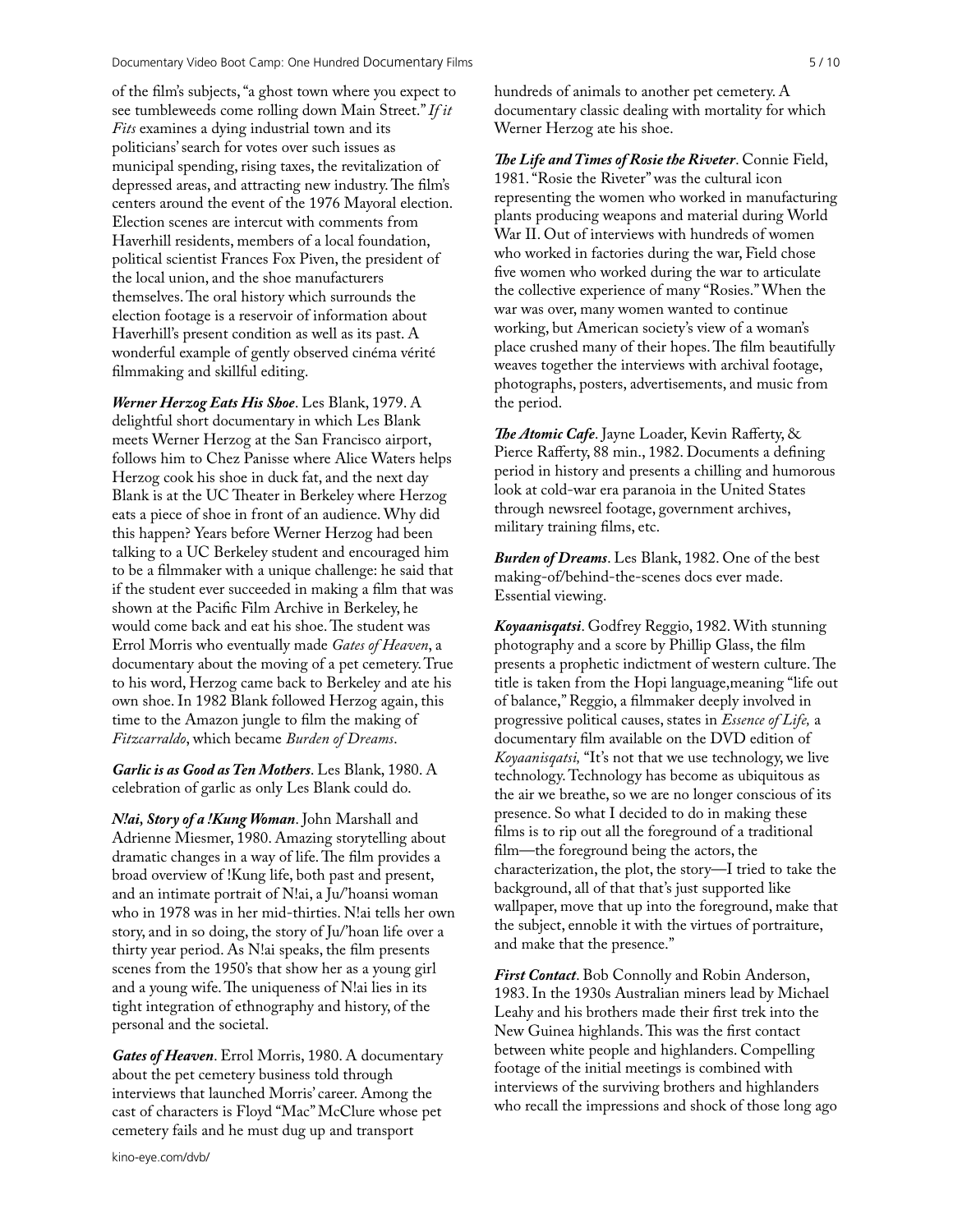of the film's subjects, "a ghost town where you expect to see tumbleweeds come rolling down Main Street." *If it Fits* examines a dying industrial town and its politicians' search for votes over such issues as municipal spending, rising taxes, the revitalization of depressed areas, and attracting new industry. The film's centers around the event of the 1976 Mayoral election. Election scenes are intercut with comments from Haverhill residents, members of a local foundation, political scientist Frances Fox Piven, the president of the local union, and the shoe manufacturers themselves. The oral history which surrounds the election footage is a reservoir of information about Haverhill's present condition as well as its past. A wonderful example of gently observed cinéma vérité filmmaking and skillful editing.

***Werner Herzog Eats His Shoe***. Les Blank, 1979. A delightful short documentary in which Les Blank meets Werner Herzog at the San Francisco airport, follows him to Chez Panisse where Alice Waters helps Herzog cook his shoe in duck fat, and the next day Blank is at the UC Theater in Berkeley where Herzog eats a piece of shoe in front of an audience. Why did this happen? Years before Werner Herzog had been talking to a UC Berkeley student and encouraged him to be a filmmaker with a unique challenge: he said that if the student ever succeeded in making a film that was shown at the Pacific Film Archive in Berkeley, he would come back and eat his shoe. The student was Errol Morris who eventually made *Gates of Heaven*, a documentary about the moving of a pet cemetery. True to his word, Herzog came back to Berkeley and ate his own shoe. In 1982 Blank followed Herzog again, this time to the Amazon jungle to film the making of *Fitzcarraldo*, which became *Burden of Dreams*.

***Garlic is as Good as Ten Mothers***. Les Blank, 1980. A celebration of garlic as only Les Blank could do.

***N!ai, Story of a !Kung Woman***. John Marshall and Adrienne Miesmer, 1980. Amazing storytelling about dramatic changes in a way of life. The film provides a broad overview of !Kung life, both past and present, and an intimate portrait of N!ai, a Ju/'hoansi woman who in 1978 was in her mid-thirties. N!ai tells her own story, and in so doing, the story of Ju/'hoan life over a thirty year period. As N!ai speaks, the film presents scenes from the 1950's that show her as a young girl and a young wife. The uniqueness of N!ai lies in its tight integration of ethnography and history, of the personal and the societal.

***Gates of Heaven***. Errol Morris, 1980. A documentary about the pet cemetery business told through interviews that launched Morris' career. Among the cast of characters is Floyd "Mac" McClure whose pet cemetery fails and he must dug up and transport hundreds of animals to another pet cemetery. A documentary classic dealing with mortality for which Werner Herzog ate his shoe.

***The Life and Times of Rosie the Riveter***. Connie Field, 1981. "Rosie the Riveter" was the cultural icon representing the women who worked in manufacturing plants producing weapons and material during World War II. Out of interviews with hundreds of women who worked in factories during the war, Field chose five women who worked during the war to articulate the collective experience of many "Rosies." When the war was over, many women wanted to continue working, but American society's view of a woman's place crushed many of their hopes. The film beautifully weaves together the interviews with archival footage, photographs, posters, advertisements, and music from the period.

***The Atomic Cafe***. Jayne Loader, Kevin Rafferty, & Pierce Rafferty, 88 min., 1982. Documents a defining period in history and presents a chilling and humorous look at cold-war era paranoia in the United States through newsreel footage, government archives, military training films, etc.

***Burden of Dreams***. Les Blank, 1982. One of the best making-of/behind-the-scenes docs ever made. Essential viewing.

***Koyaanisqatsi***. Godfrey Reggio, 1982. With stunning photography and a score by Phillip Glass, the film presents a prophetic indictment of western culture. The title is taken from the Hopi language,meaning "life out of balance," Reggio, a filmmaker deeply involved in progressive political causes, states in *Essence of Life,* a documentary film available on the DVD edition of *Koyaanisqatsi,* "It's not that we use technology, we live technology. Technology has become as ubiquitous as the air we breathe, so we are no longer conscious of its presence. So what I decided to do in making these films is to rip out all the foreground of a traditional film—the foreground being the actors, the characterization, the plot, the story—I tried to take the background, all of that that's just supported like wallpaper, move that up into the foreground, make that the subject, ennoble it with the virtues of portraiture, and make that the presence."

***First Contact***. Bob Connolly and Robin Anderson, 1983. In the 1930s Australian miners lead by Michael Leahy and his brothers made their first trek into the New Guinea highlands. This was the first contact between white people and highlanders. Compelling footage of the initial meetings is combined with interviews of the surviving brothers and highlanders who recall the impressions and shock of those long ago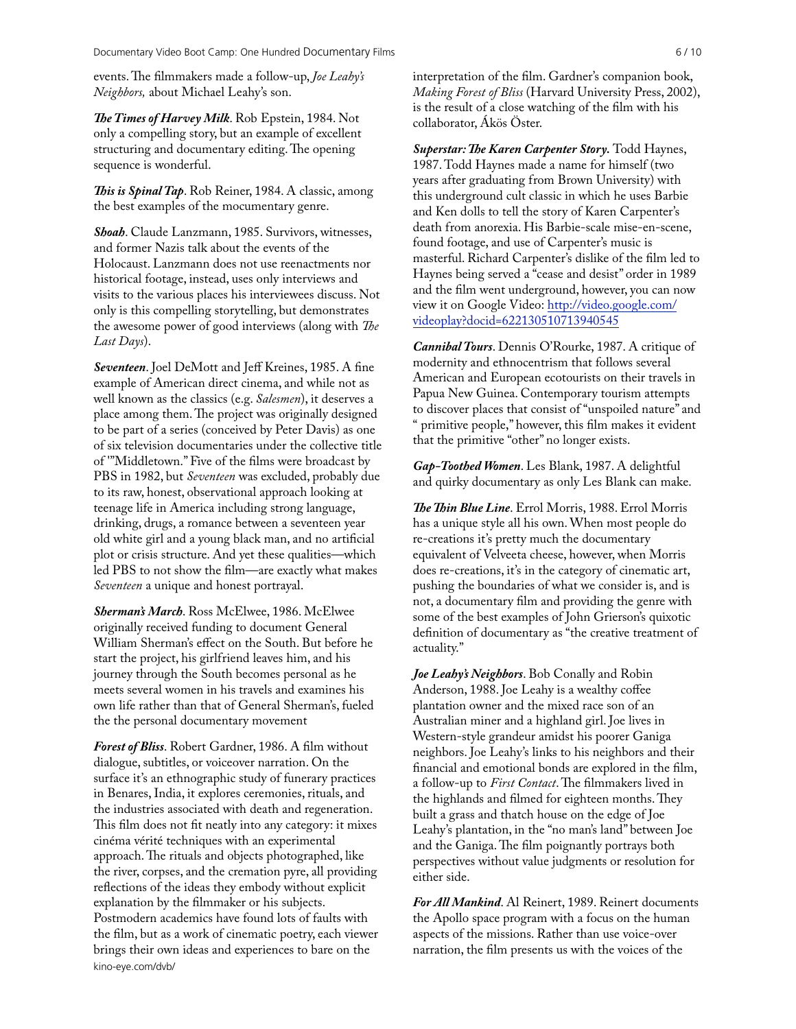events. The filmmakers made a follow-up, *Joe Leahy's Neighbors,* about Michael Leahy's son.

***The Times of Harvey Milk***. Rob Epstein, 1984. Not only a compelling story, but an example of excellent structuring and documentary editing. The opening sequence is wonderful.

***This is Spinal Tap***. Rob Reiner, 1984. A classic, among the best examples of the mocumentary genre.

***Shoah***. Claude Lanzmann, 1985. Survivors, witnesses, and former Nazis talk about the events of the Holocaust. Lanzmann does not use reenactments nor historical footage, instead, uses only interviews and visits to the various places his interviewees discuss. Not only is this compelling storytelling, but demonstrates the awesome power of good interviews (along with *The Last Days*).

***Seventeen***. Joel DeMott and Jeff Kreines, 1985. A fine example of American direct cinema, and while not as well known as the classics (e.g. *Salesmen*), it deserves a place among them. The project was originally designed to be part of a series (conceived by Peter Davis) as one of six television documentaries under the collective title of '"Middletown." Five of the films were broadcast by PBS in 1982, but *Seventeen* was excluded, probably due to its raw, honest, observational approach looking at teenage life in America including strong language, drinking, drugs, a romance between a seventeen year old white girl and a young black man, and no artificial plot or crisis structure. And yet these qualities—which led PBS to not show the film—are exactly what makes *Seventeen* a unique and honest portrayal.

***Sherman's March***. Ross McElwee, 1986. McElwee originally received funding to document General William Sherman's effect on the South. But before he start the project, his girlfriend leaves him, and his journey through the South becomes personal as he meets several women in his travels and examines his own life rather than that of General Sherman's, fueled the the personal documentary movement

***Forest of Bliss***. Robert Gardner, 1986. A film without dialogue, subtitles, or voiceover narration. On the surface it's an ethnographic study of funerary practices in Benares, India, it explores ceremonies, rituals, and the industries associated with death and regeneration. This film does not fit neatly into any category: it mixes cinéma vérité techniques with an experimental approach. The rituals and objects photographed, like the river, corpses, and the cremation pyre, all providing reflections of the ideas they embody without explicit explanation by the filmmaker or his subjects. Postmodern academics have found lots of faults with the film, but as a work of cinematic poetry, each viewer brings their own ideas and experiences to bare on the interpretation of the film. Gardner's companion book, *Making Forest of Bliss* (Harvard University Press, 2002), is the result of a close watching of the film with his collaborator, Ákös Öster.

***Superstar: The Karen Carpenter Story.*** Todd Haynes, 1987. Todd Haynes made a name for himself (two years after graduating from Brown University) with this underground cult classic in which he uses Barbie and Ken dolls to tell the story of Karen Carpenter's death from anorexia. His Barbie-scale mise-en-scene, found footage, and use of Carpenter's music is masterful. Richard Carpenter's dislike of the film led to Haynes being served a "cease and desist" order in 1989 and the film went underground, however, you can now view it on Google Video: http://video.google.com/videoplay?docid=622130510713940545

***Cannibal Tours***. Dennis O'Rourke, 1987. A critique of modernity and ethnocentrism that follows several American and European ecotourists on their travels in Papua New Guinea. Contemporary tourism attempts to discover places that consist of "unspoiled nature" and " primitive people," however, this film makes it evident that the primitive "other" no longer exists.

***Gap-Toothed Women***. Les Blank, 1987. A delightful and quirky documentary as only Les Blank can make.

***The Thin Blue Line***. Errol Morris, 1988. Errol Morris has a unique style all his own. When most people do re-creations it's pretty much the documentary equivalent of Velveeta cheese, however, when Morris does re-creations, it's in the category of cinematic art, pushing the boundaries of what we consider is, and is not, a documentary film and providing the genre with some of the best examples of John Grierson's quixotic definition of documentary as "the creative treatment of actuality."

***Joe Leahy's Neighbors***. Bob Conally and Robin Anderson, 1988. Joe Leahy is a wealthy coffee plantation owner and the mixed race son of an Australian miner and a highland girl. Joe lives in Western-style grandeur amidst his poorer Ganiga neighbors. Joe Leahy's links to his neighbors and their financial and emotional bonds are explored in the film, a follow-up to *First Contact*. The filmmakers lived in the highlands and filmed for eighteen months. They built a grass and thatch house on the edge of Joe Leahy's plantation, in the "no man's land" between Joe and the Ganiga. The film poignantly portrays both perspectives without value judgments or resolution for either side.

***For All Mankind***. Al Reinert, 1989. Reinert documents the Apollo space program with a focus on the human aspects of the missions. Rather than use voice-over narration, the film presents us with the voices of the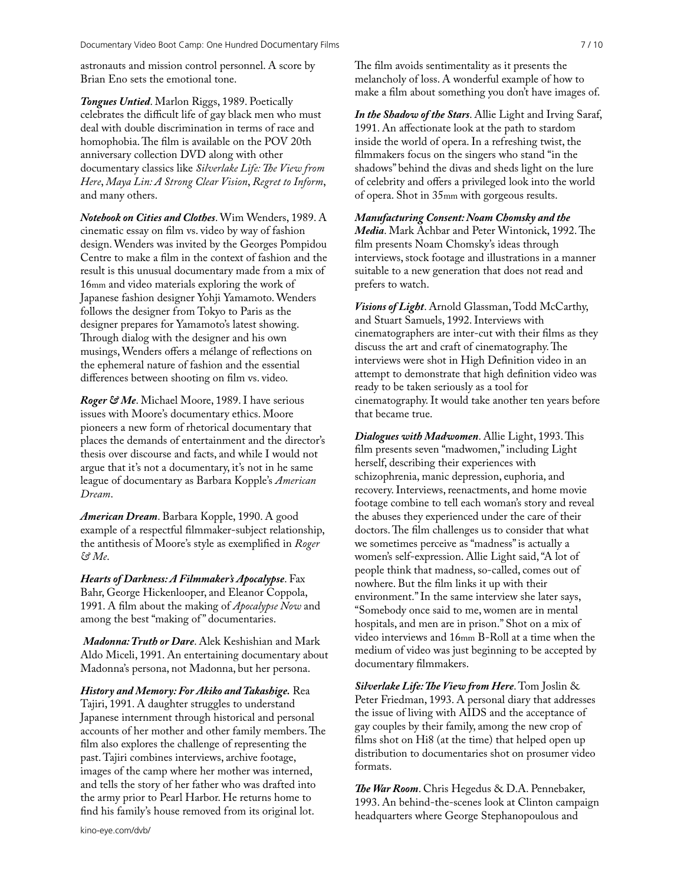astronauts and mission control personnel. A score by Brian Eno sets the emotional tone.

***Tongues Untied***. Marlon Riggs, 1989. Poetically celebrates the difficult life of gay black men who must deal with double discrimination in terms of race and homophobia. The film is available on the POV 20th anniversary collection DVD along with other documentary classics like *Silverlake Life: The View from Here*, *Maya Lin: A Strong Clear Vision*, *Regret to Inform*, and many others.

***Notebook on Cities and Clothes***. Wim Wenders, 1989. A cinematic essay on film vs. video by way of fashion design. Wenders was invited by the Georges Pompidou Centre to make a film in the context of fashion and the result is this unusual documentary made from a mix of 16mm and video materials exploring the work of Japanese fashion designer Yohji Yamamoto. Wenders follows the designer from Tokyo to Paris as the designer prepares for Yamamoto's latest showing. Through dialog with the designer and his own musings, Wenders offers a mélange of reflections on the ephemeral nature of fashion and the essential differences between shooting on film vs. video.

***Roger & Me***. Michael Moore, 1989. I have serious issues with Moore's documentary ethics. Moore pioneers a new form of rhetorical documentary that places the demands of entertainment and the director's thesis over discourse and facts, and while I would not argue that it's not a documentary, it's not in he same league of documentary as Barbara Kopple's *American Dream*.

***American Dream***. Barbara Kopple, 1990. A good example of a respectful filmmaker-subject relationship, the antithesis of Moore's style as exemplified in *Roger & Me*.

***Hearts of Darkness: A Filmmaker's Apocalypse***. Fax Bahr, George Hickenlooper, and Eleanor Coppola, 1991. A film about the making of *Apocalypse Now* and among the best "making of" documentaries.

***Madonna: Truth or Dare***. Alek Keshishian and Mark Aldo Miceli, 1991. An entertaining documentary about Madonna's persona, not Madonna, but her persona.

***History and Memory: For Akiko and Takashige.*** Rea Tajiri, 1991. A daughter struggles to understand Japanese internment through historical and personal accounts of her mother and other family members. The film also explores the challenge of representing the past. Tajiri combines interviews, archive footage, images of the camp where her mother was interned, and tells the story of her father who was drafted into the army prior to Pearl Harbor. He returns home to find his family's house removed from its original lot. The film avoids sentimentality as it presents the melancholy of loss. A wonderful example of how to make a film about something you don't have images of.

***In the Shadow of the Stars***. Allie Light and Irving Saraf, 1991. An affectionate look at the path to stardom inside the world of opera. In a refreshing twist, the filmmakers focus on the singers who stand "in the shadows" behind the divas and sheds light on the lure of celebrity and offers a privileged look into the world of opera. Shot in 35mm with gorgeous results.

***Manufacturing Consent: Noam Chomsky and the Media***. Mark Achbar and Peter Wintonick, 1992. The film presents Noam Chomsky's ideas through interviews, stock footage and illustrations in a manner suitable to a new generation that does not read and prefers to watch.

***Visions of Light***. Arnold Glassman, Todd McCarthy, and Stuart Samuels, 1992. Interviews with cinematographers are inter-cut with their films as they discuss the art and craft of cinematography. The interviews were shot in High Definition video in an attempt to demonstrate that high definition video was ready to be taken seriously as a tool for cinematography. It would take another ten years before that became true.

***Dialogues with Madwomen***. Allie Light, 1993. This film presents seven "madwomen," including Light herself, describing their experiences with schizophrenia, manic depression, euphoria, and recovery. Interviews, reenactments, and home movie footage combine to tell each woman's story and reveal the abuses they experienced under the care of their doctors. The film challenges us to consider that what we sometimes perceive as "madness" is actually a women's self-expression. Allie Light said, "A lot of people think that madness, so-called, comes out of nowhere. But the film links it up with their environment." In the same interview she later says, "Somebody once said to me, women are in mental hospitals, and men are in prison." Shot on a mix of video interviews and 16mm B-Roll at a time when the medium of video was just beginning to be accepted by documentary filmmakers.

***Silverlake Life: The View from Here***. Tom Joslin & Peter Friedman, 1993. A personal diary that addresses the issue of living with AIDS and the acceptance of gay couples by their family, among the new crop of films shot on Hi8 (at the time) that helped open up distribution to documentaries shot on prosumer video formats.

***The War Room***. Chris Hegedus & D.A. Pennebaker, 1993. An behind-the-scenes look at Clinton campaign headquarters where George Stephanopoulous and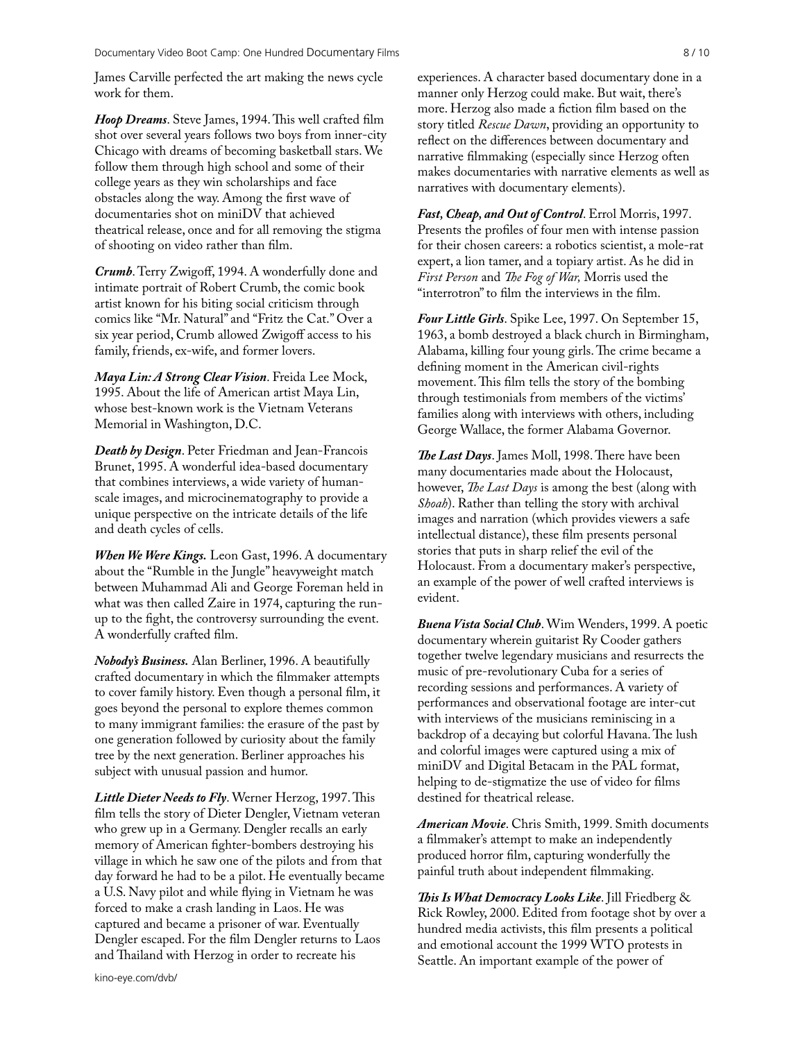James Carville perfected the art making the news cycle work for them.

***Hoop Dreams***. Steve James, 1994. This well crafted film shot over several years follows two boys from inner-city Chicago with dreams of becoming basketball stars. We follow them through high school and some of their college years as they win scholarships and face obstacles along the way. Among the first wave of documentaries shot on miniDV that achieved theatrical release, once and for all removing the stigma of shooting on video rather than film.

***Crumb***. Terry Zwigoff, 1994. A wonderfully done and intimate portrait of Robert Crumb, the comic book artist known for his biting social criticism through comics like "Mr. Natural" and "Fritz the Cat." Over a six year period, Crumb allowed Zwigoff access to his family, friends, ex-wife, and former lovers.

***Maya Lin: A Strong Clear Vision***. Freida Lee Mock, 1995. About the life of American artist Maya Lin, whose best-known work is the Vietnam Veterans Memorial in Washington, D.C.

***Death by Design***. Peter Friedman and Jean-Francois Brunet, 1995. A wonderful idea-based documentary that combines interviews, a wide variety of human-scale images, and microcinematography to provide a unique perspective on the intricate details of the life and death cycles of cells.

***When We Were Kings.*** Leon Gast, 1996. A documentary about the "Rumble in the Jungle" heavyweight match between Muhammad Ali and George Foreman held in what was then called Zaire in 1974, capturing the run-up to the fight, the controversy surrounding the event. A wonderfully crafted film.

***Nobody's Business.*** Alan Berliner, 1996. A beautifully crafted documentary in which the filmmaker attempts to cover family history. Even though a personal film, it goes beyond the personal to explore themes common to many immigrant families: the erasure of the past by one generation followed by curiosity about the family tree by the next generation. Berliner approaches his subject with unusual passion and humor.

***Little Dieter Needs to Fly***. Werner Herzog, 1997. This film tells the story of Dieter Dengler, Vietnam veteran who grew up in a Germany. Dengler recalls an early memory of American fighter-bombers destroying his village in which he saw one of the pilots and from that day forward he had to be a pilot. He eventually became a U.S. Navy pilot and while flying in Vietnam he was forced to make a crash landing in Laos. He was captured and became a prisoner of war. Eventually Dengler escaped. For the film Dengler returns to Laos and Thailand with Herzog in order to recreate his experiences. A character based documentary done in a manner only Herzog could make. But wait, there's more. Herzog also made a fiction film based on the story titled *Rescue Dawn*, providing an opportunity to reflect on the differences between documentary and narrative filmmaking (especially since Herzog often makes documentaries with narrative elements as well as narratives with documentary elements).

***Fast, Cheap, and Out of Control***. Errol Morris, 1997. Presents the profiles of four men with intense passion for their chosen careers: a robotics scientist, a mole-rat expert, a lion tamer, and a topiary artist. As he did in *First Person* and *The Fog of War,* Morris used the "interrotron" to film the interviews in the film.

***Four Little Girls***. Spike Lee, 1997. On September 15, 1963, a bomb destroyed a black church in Birmingham, Alabama, killing four young girls. The crime became a defining moment in the American civil-rights movement. This film tells the story of the bombing through testimonials from members of the victims' families along with interviews with others, including George Wallace, the former Alabama Governor.

***The Last Days***. James Moll, 1998. There have been many documentaries made about the Holocaust, however, *The Last Days* is among the best (along with *Shoah*). Rather than telling the story with archival images and narration (which provides viewers a safe intellectual distance), these film presents personal stories that puts in sharp relief the evil of the Holocaust. From a documentary maker's perspective, an example of the power of well crafted interviews is evident.

***Buena Vista Social Club***. Wim Wenders, 1999. A poetic documentary wherein guitarist Ry Cooder gathers together twelve legendary musicians and resurrects the music of pre-revolutionary Cuba for a series of recording sessions and performances. A variety of performances and observational footage are inter-cut with interviews of the musicians reminiscing in a backdrop of a decaying but colorful Havana. The lush and colorful images were captured using a mix of miniDV and Digital Betacam in the PAL format, helping to de-stigmatize the use of video for films destined for theatrical release.

***American Movie***. Chris Smith, 1999. Smith documents a filmmaker's attempt to make an independently produced horror film, capturing wonderfully the painful truth about independent filmmaking.

***This Is What Democracy Looks Like***. Jill Friedberg & Rick Rowley, 2000. Edited from footage shot by over a hundred media activists, this film presents a political and emotional account the 1999 WTO protests in Seattle. An important example of the power of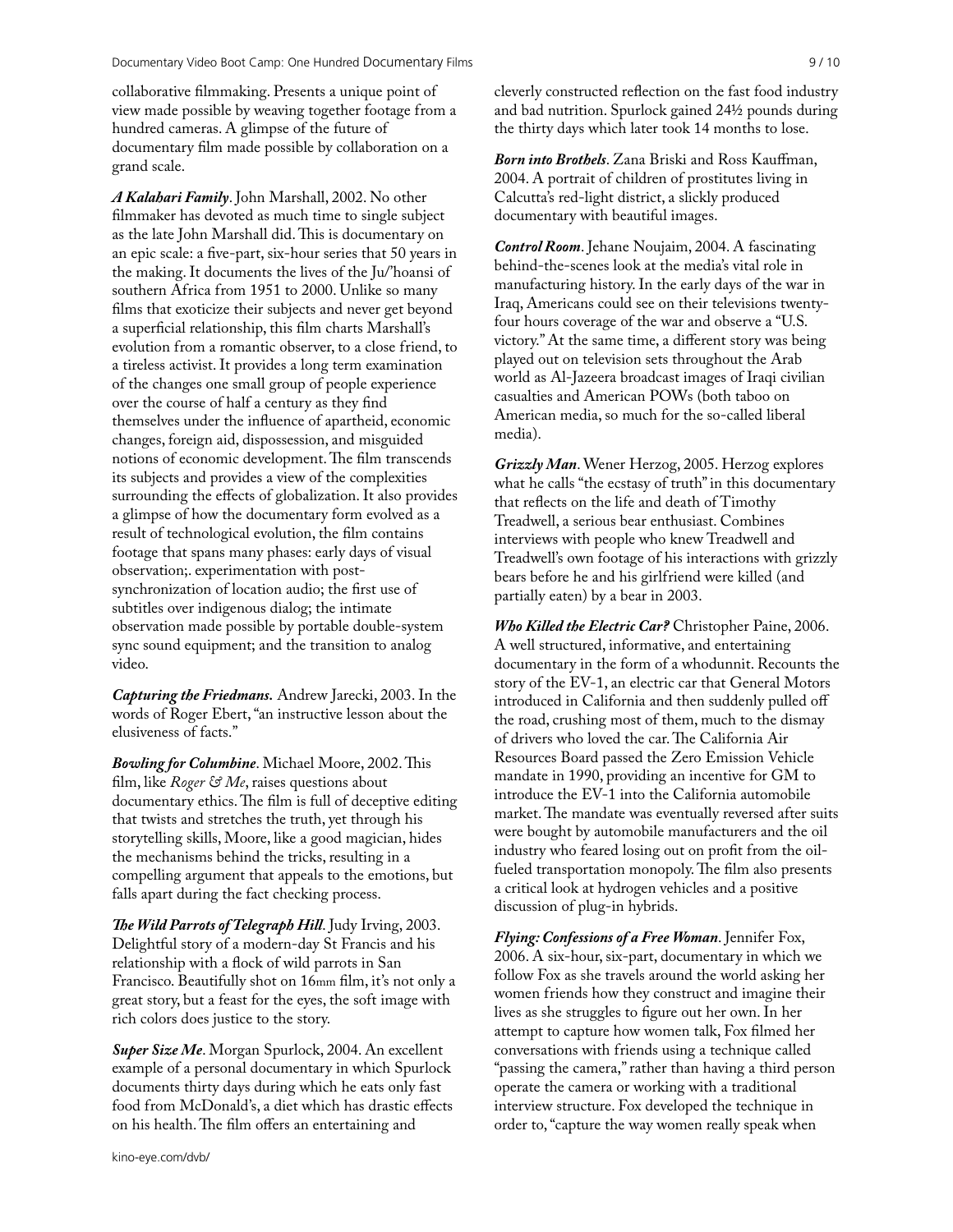collaborative filmmaking. Presents a unique point of view made possible by weaving together footage from a hundred cameras. A glimpse of the future of documentary film made possible by collaboration on a grand scale.

***A Kalahari Family***. John Marshall, 2002. No other filmmaker has devoted as much time to single subject as the late John Marshall did. This is documentary on an epic scale: a five-part, six-hour series that 50 years in the making. It documents the lives of the Ju/'hoansi of southern Africa from 1951 to 2000. Unlike so many films that exoticize their subjects and never get beyond a superficial relationship, this film charts Marshall's evolution from a romantic observer, to a close friend, to a tireless activist. It provides a long term examination of the changes one small group of people experience over the course of half a century as they find themselves under the influence of apartheid, economic changes, foreign aid, dispossession, and misguided notions of economic development. The film transcends its subjects and provides a view of the complexities surrounding the effects of globalization. It also provides a glimpse of how the documentary form evolved as a result of technological evolution, the film contains footage that spans many phases: early days of visual observation;. experimentation with post-synchronization of location audio; the first use of subtitles over indigenous dialog; the intimate observation made possible by portable double-system sync sound equipment; and the transition to analog video.

***Capturing the Friedmans.*** Andrew Jarecki, 2003. In the words of Roger Ebert, "an instructive lesson about the elusiveness of facts."

***Bowling for Columbine***. Michael Moore, 2002. This film, like *Roger & Me*, raises questions about documentary ethics. The film is full of deceptive editing that twists and stretches the truth, yet through his storytelling skills, Moore, like a good magician, hides the mechanisms behind the tricks, resulting in a compelling argument that appeals to the emotions, but falls apart during the fact checking process.

***The Wild Parrots of Telegraph Hill***. Judy Irving, 2003. Delightful story of a modern-day St Francis and his relationship with a flock of wild parrots in San Francisco. Beautifully shot on 16mm film, it's not only a great story, but a feast for the eyes, the soft image with rich colors does justice to the story.

***Super Size Me***. Morgan Spurlock, 2004. An excellent example of a personal documentary in which Spurlock documents thirty days during which he eats only fast food from McDonald's, a diet which has drastic effects on his health. The film offers an entertaining and cleverly constructed reflection on the fast food industry and bad nutrition. Spurlock gained 24½ pounds during the thirty days which later took 14 months to lose.

***Born into Brothels***. Zana Briski and Ross Kauffman, 2004. A portrait of children of prostitutes living in Calcutta's red-light district, a slickly produced documentary with beautiful images.

***Control Room***. Jehane Noujaim, 2004. A fascinating behind-the-scenes look at the media's vital role in manufacturing history. In the early days of the war in Iraq, Americans could see on their televisions twenty-four hours coverage of the war and observe a "U.S. victory." At the same time, a different story was being played out on television sets throughout the Arab world as Al-Jazeera broadcast images of Iraqi civilian casualties and American POWs (both taboo on American media, so much for the so-called liberal media).

***Grizzly Man***. Wener Herzog, 2005. Herzog explores what he calls "the ecstasy of truth" in this documentary that reflects on the life and death of Timothy Treadwell, a serious bear enthusiast. Combines interviews with people who knew Treadwell and Treadwell's own footage of his interactions with grizzly bears before he and his girlfriend were killed (and partially eaten) by a bear in 2003.

***Who Killed the Electric Car?*** Christopher Paine, 2006. A well structured, informative, and entertaining documentary in the form of a whodunnit. Recounts the story of the EV-1, an electric car that General Motors introduced in California and then suddenly pulled off the road, crushing most of them, much to the dismay of drivers who loved the car. The California Air Resources Board passed the Zero Emission Vehicle mandate in 1990, providing an incentive for GM to introduce the EV-1 into the California automobile market. The mandate was eventually reversed after suits were bought by automobile manufacturers and the oil industry who feared losing out on profit from the oil-fueled transportation monopoly. The film also presents a critical look at hydrogen vehicles and a positive discussion of plug-in hybrids.

***Flying: Confessions of a Free Woman***. Jennifer Fox, 2006. A six-hour, six-part, documentary in which we follow Fox as she travels around the world asking her women friends how they construct and imagine their lives as she struggles to figure out her own. In her attempt to capture how women talk, Fox filmed her conversations with friends using a technique called "passing the camera," rather than having a third person operate the camera or working with a traditional interview structure. Fox developed the technique in order to, "capture the way women really speak when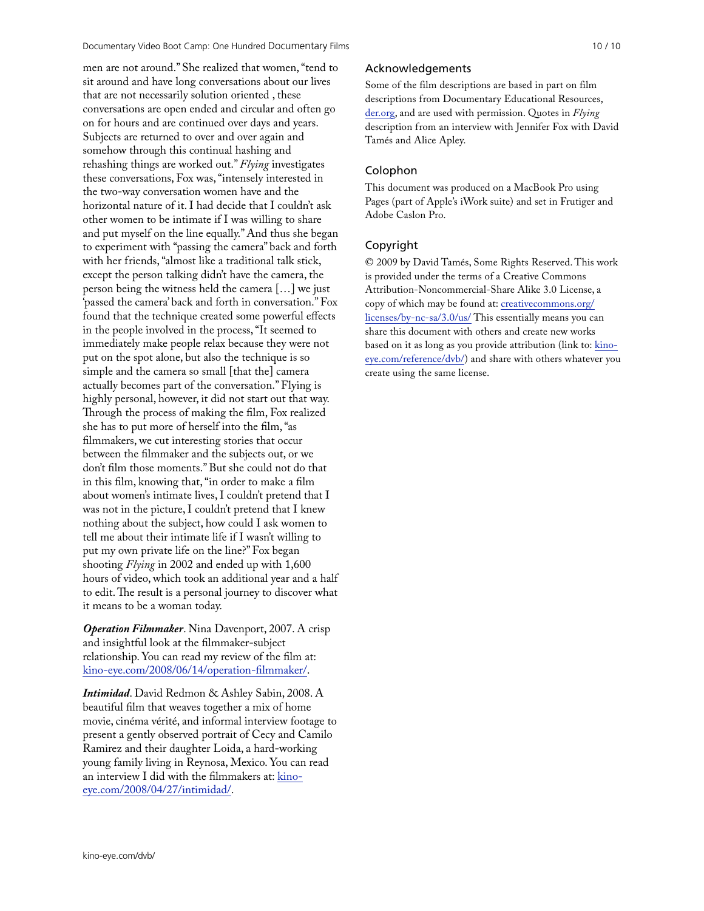men are not around." She realized that women, "tend to sit around and have long conversations about our lives that are not necessarily solution oriented , these conversations are open ended and circular and often go on for hours and are continued over days and years. Subjects are returned to over and over again and somehow through this continual hashing and rehashing things are worked out." *Flying* investigates these conversations, Fox was, "intensely interested in the two-way conversation women have and the horizontal nature of it. I had decide that I couldn't ask other women to be intimate if I was willing to share and put myself on the line equally." And thus she began to experiment with "passing the camera" back and forth with her friends, "almost like a traditional talk stick, except the person talking didn't have the camera, the person being the witness held the camera […] we just 'passed the camera' back and forth in conversation." Fox found that the technique created some powerful effects in the people involved in the process, "It seemed to immediately make people relax because they were not put on the spot alone, but also the technique is so simple and the camera so small [that the] camera actually becomes part of the conversation." Flying is highly personal, however, it did not start out that way. Through the process of making the film, Fox realized she has to put more of herself into the film, "as filmmakers, we cut interesting stories that occur between the filmmaker and the subjects out, or we don't film those moments." But she could not do that in this film, knowing that, "in order to make a film about women's intimate lives, I couldn't pretend that I was not in the picture, I couldn't pretend that I knew nothing about the subject, how could I ask women to tell me about their intimate life if I wasn't willing to put my own private life on the line?" Fox began shooting *Flying* in 2002 and ended up with 1,600 hours of video, which took an additional year and a half to edit. The result is a personal journey to discover what it means to be a woman today.

***Operation Filmmaker***. Nina Davenport, 2007. A crisp and insightful look at the filmmaker-subject relationship. You can read my review of the film at: kino-eye.com/2008/06/14/operation-filmmaker/.

***Intimidad***. David Redmon & Ashley Sabin, 2008. A beautiful film that weaves together a mix of home movie, cinéma vérité, and informal interview footage to present a gently observed portrait of Cecy and Camilo Ramirez and their daughter Loida, a hard-working young family living in Reynosa, Mexico. You can read an interview I did with the filmmakers at: kino-eye.com/2008/04/27/intimidad/.

## Acknowledgements

Some of the film descriptions are based in part on film descriptions from Documentary Educational Resources, der.org, and are used with permission. Quotes in *Flying* description from an interview with Jennifer Fox with David Tamés and Alice Apley.

## Colophon

This document was produced on a MacBook Pro using Pages (part of Apple's iWork suite) and set in Frutiger and Adobe Caslon Pro.

## Copyright

© 2009 by David Tamés, Some Rights Reserved. This work is provided under the terms of a Creative Commons Attribution-Noncommercial-Share Alike 3.0 License, a copy of which may be found at: creativecommons.org/licenses/by-nc-sa/3.0/us/ This essentially means you can share this document with others and create new works based on it as long as you provide attribution (link to: kino-eye.com/reference/dvb/) and share with others whatever you create using the same license.